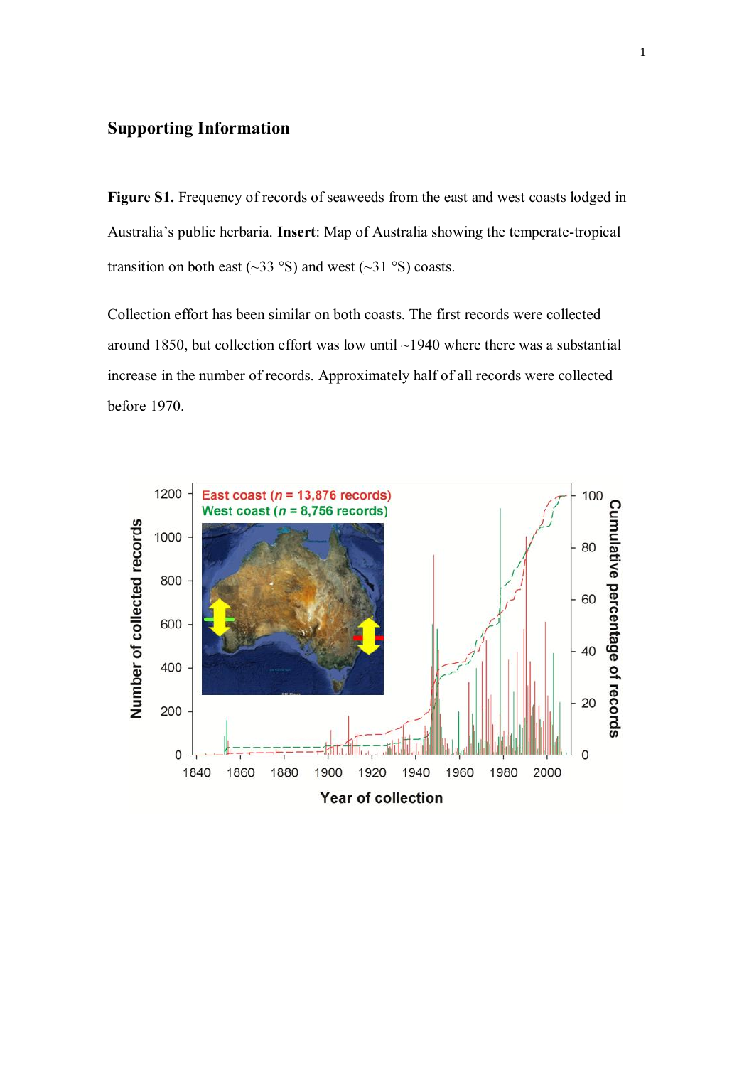## Supporting Information

**Figure S1.** Frequency of records of seaweeds from the east and west coasts lodged in Australia's public herbaria. **Insert**: Map of Australia showing the temperate-tropical transition on both east (~33 °S) and west (~31 °S) coasts.

Collection effort has been similar on both coasts. The first records were collected around 1850, but collection effort was low until ~1940 where there was a substantial increase in the number of records. Approximately half of all records were collected before 1970.

East coast ($n$ = 13,876 records)
West coast ($n$ = 8,756 records)

Number of collected records
0
200
400
600
800
1000
1200

Cumulative percentage of records
0
20
40
60
80
100

Year of collection
1840
1860
1880
1900
1920
1940
1960
1980
2000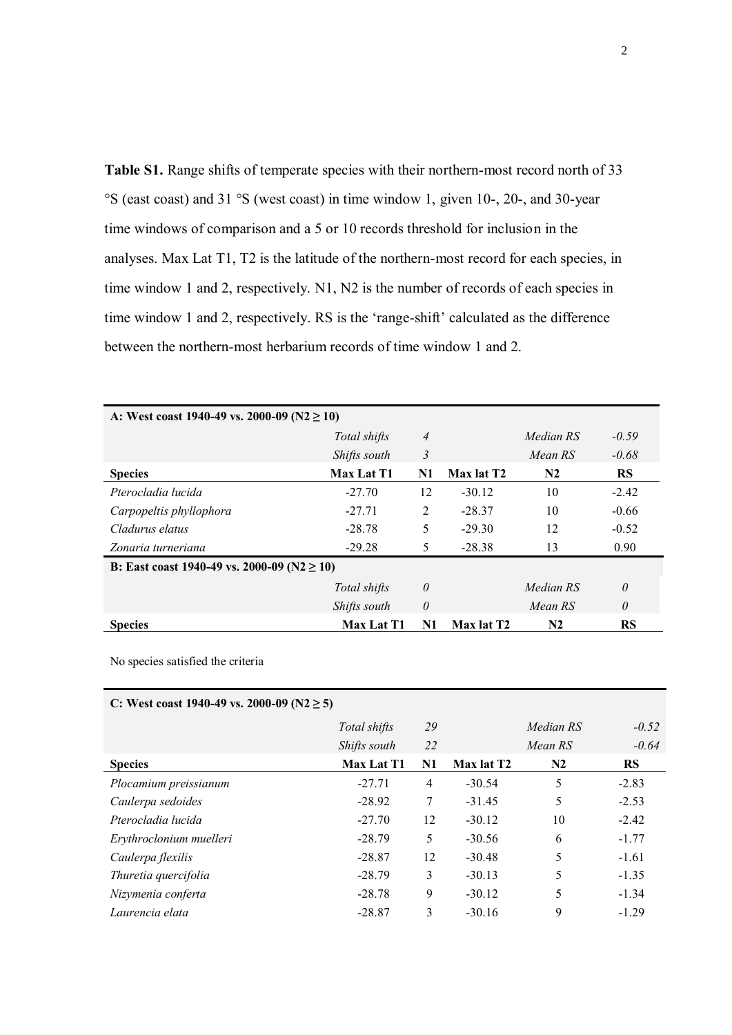**Table S1.** Range shifts of temperate species with their northern-most record north of 33 °S (east coast) and 31 °S (west coast) in time window 1, given 10-, 20-, and 30-year time windows of comparison and a 5 or 10 records threshold for inclusion in the analyses. Max Lat T1, T2 is the latitude of the northern-most record for each species, in time window 1 and 2, respectively. N1, N2 is the number of records of each species in time window 1 and 2, respectively. RS is the 'range-shift' calculated as the difference between the northern-most herbarium records of time window 1 and 2.

| **A: West coast 1940-49 vs. 2000-09 (N2 ≥ 10)** | | | | | |
|---|---|---|---|---|---|
| | *Total shifts* | *4* | | *Median RS* | *-0.59* |
| | *Shifts south* | *3* | | *Mean RS* | *-0.68* |
| **Species** | **Max Lat T1** | **N1** | **Max lat T2** | **N2** | **RS** |
| *Pterocladia lucida* | -27.70 | 12 | -30.12 | 10 | -2.42 |
| *Carpopeltis phyllophora* | -27.71 | 2 | -28.37 | 10 | -0.66 |
| *Cladurus elatus* | -28.78 | 5 | -29.30 | 12 | -0.52 |
| *Zonaria turneriana* | -29.28 | 5 | -28.38 | 13 | 0.90 |

| **B: East coast 1940-49 vs. 2000-09 (N2 ≥ 10)** | | | | | |
|---|---|---|---|---|---|
| | *Total shifts* | *0* | | *Median RS* | *0* |
| | *Shifts south* | *0* | | *Mean RS* | *0* |
| **Species** | **Max Lat T1** | **N1** | **Max lat T2** | **N2** | **RS** |

No species satisfied the criteria

| **C: West coast 1940-49 vs. 2000-09 (N2 ≥ 5)** | | | | | |
|---|---|---|---|---|---|
| | *Total shifts* | *29* | | *Median RS* | *-0.52* |
| | *Shifts south* | *22* | | *Mean RS* | *-0.64* |
| **Species** | **Max Lat T1** | **N1** | **Max lat T2** | **N2** | **RS** |
| *Plocamium preissianum* | -27.71 | 4 | -30.54 | 5 | -2.83 |
| *Caulerpa sedoides* | -28.92 | 7 | -31.45 | 5 | -2.53 |
| *Pterocladia lucida* | -27.70 | 12 | -30.12 | 10 | -2.42 |
| *Erythroclonium muelleri* | -28.79 | 5 | -30.56 | 6 | -1.77 |
| *Caulerpa flexilis* | -28.87 | 12 | -30.48 | 5 | -1.61 |
| *Thuretia quercifolia* | -28.79 | 3 | -30.13 | 5 | -1.35 |
| *Nizymenia conferta* | -28.78 | 9 | -30.12 | 5 | -1.34 |
| *Laurencia elata* | -28.87 | 3 | -30.16 | 9 | -1.29 |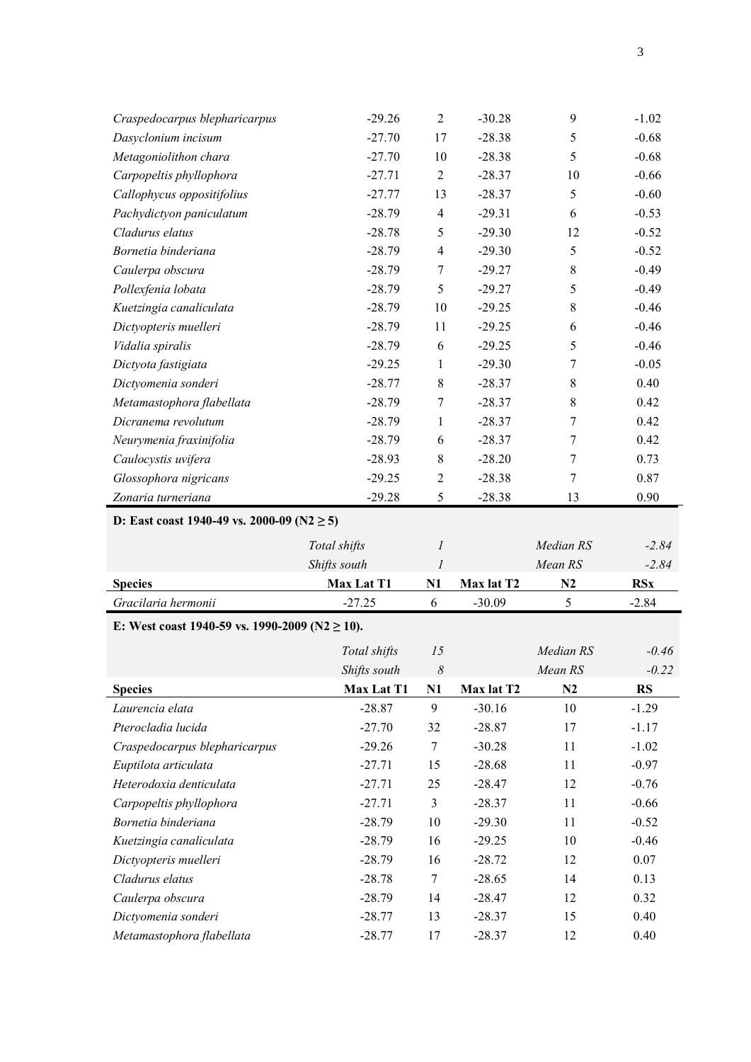| | | | | | |
|---|---|---|---|---|---|
| *Craspedocarpus blepharicarpus* | -29.26 | 2 | -30.28 | 9 | -1.02 |
| *Dasyclonium incisum* | -27.70 | 17 | -28.38 | 5 | -0.68 |
| *Metagoniolithon chara* | -27.70 | 10 | -28.38 | 5 | -0.68 |
| *Carpopeltis phyllophora* | -27.71 | 2 | -28.37 | 10 | -0.66 |
| *Callophycus oppositifolius* | -27.77 | 13 | -28.37 | 5 | -0.60 |
| *Pachydictyon paniculatum* | -28.79 | 4 | -29.31 | 6 | -0.53 |
| *Cladurus elatus* | -28.78 | 5 | -29.30 | 12 | -0.52 |
| *Bornetia binderiana* | -28.79 | 4 | -29.30 | 5 | -0.52 |
| *Caulerpa obscura* | -28.79 | 7 | -29.27 | 8 | -0.49 |
| *Pollexfenia lobata* | -28.79 | 5 | -29.27 | 5 | -0.49 |
| *Kuetzingia canaliculata* | -28.79 | 10 | -29.25 | 8 | -0.46 |
| *Dictyopteris muelleri* | -28.79 | 11 | -29.25 | 6 | -0.46 |
| *Vidalia spiralis* | -28.79 | 6 | -29.25 | 5 | -0.46 |
| *Dictyota fastigiata* | -29.25 | 1 | -29.30 | 7 | -0.05 |
| *Dictyomenia sonderi* | -28.77 | 8 | -28.37 | 8 | 0.40 |
| *Metamastophora flabellata* | -28.79 | 7 | -28.37 | 8 | 0.42 |
| *Dicranema revolutum* | -28.79 | 1 | -28.37 | 7 | 0.42 |
| *Neurymenia fraxinifolia* | -28.79 | 6 | -28.37 | 7 | 0.42 |
| *Caulocystis uvifera* | -28.93 | 8 | -28.20 | 7 | 0.73 |
| *Glossophora nigricans* | -29.25 | 2 | -28.38 | 7 | 0.87 |
| *Zonaria turneriana* | -29.28 | 5 | -28.38 | 13 | 0.90 |

**D: East coast 1940-49 vs. 2000-09 (N2 ≥ 5)**

| | | | | | |
|---|---|---|---|---|---|
| | *Total shifts* | *1* | | *Median RS* | *-2.84* |
| | *Shifts south* | *1* | | *Mean RS* | *-2.84* |
| **Species** | **Max Lat T1** | **N1** | **Max lat T2** | **N2** | **RSx** |
| *Gracilaria hermonii* | -27.25 | 6 | -30.09 | 5 | -2.84 |

**E: West coast 1940-59 vs. 1990-2009 (N2 ≥ 10).**

| | | | | | |
|---|---|---|---|---|---|
| | *Total shifts* | *15* | | *Median RS* | *-0.46* |
| | *Shifts south* | *8* | | *Mean RS* | *-0.22* |
| **Species** | **Max Lat T1** | **N1** | **Max lat T2** | **N2** | **RS** |
| *Laurencia elata* | -28.87 | 9 | -30.16 | 10 | -1.29 |
| *Pterocladia lucida* | -27.70 | 32 | -28.87 | 17 | -1.17 |
| *Craspedocarpus blepharicarpus* | -29.26 | 7 | -30.28 | 11 | -1.02 |
| *Euptilota articulata* | -27.71 | 15 | -28.68 | 11 | -0.97 |
| *Heterodoxia denticulata* | -27.71 | 25 | -28.47 | 12 | -0.76 |
| *Carpopeltis phyllophora* | -27.71 | 3 | -28.37 | 11 | -0.66 |
| *Bornetia binderiana* | -28.79 | 10 | -29.30 | 11 | -0.52 |
| *Kuetzingia canaliculata* | -28.79 | 16 | -29.25 | 10 | -0.46 |
| *Dictyopteris muelleri* | -28.79 | 16 | -28.72 | 12 | 0.07 |
| *Cladurus elatus* | -28.78 | 7 | -28.65 | 14 | 0.13 |
| *Caulerpa obscura* | -28.79 | 14 | -28.47 | 12 | 0.32 |
| *Dictyomenia sonderi* | -28.77 | 13 | -28.37 | 15 | 0.40 |
| *Metamastophora flabellata* | -28.77 | 17 | -28.37 | 12 | 0.40 |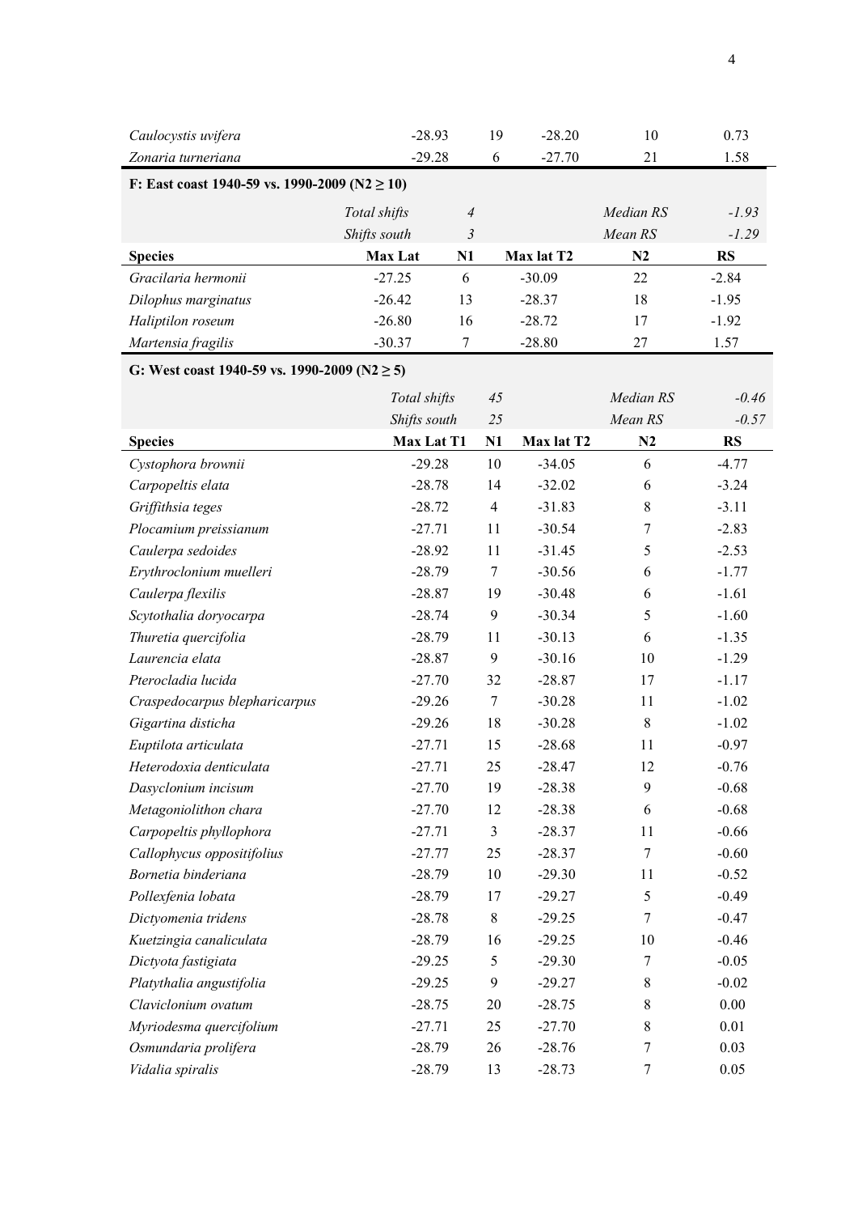| | | | | | |
|---|---|---|---|---|---|
| *Caulocystis uvifera* | -28.93 | 19 | -28.20 | 10 | 0.73 |
| *Zonaria turneriana* | -29.28 | 6 | -27.70 | 21 | 1.58 |

**F: East coast 1940-59 vs. 1990-2009 (N2 ≥ 10)**

| | | | | | |
|---|---|---|---|---|---|
| | *Total shifts* | *4* | | *Median RS* | *-1.93* |
| | *Shifts south* | *3* | | *Mean RS* | *-1.29* |
| **Species** | **Max Lat** | **N1** | **Max lat T2** | **N2** | **RS** |
| *Gracilaria hermonii* | -27.25 | 6 | -30.09 | 22 | -2.84 |
| *Dilophus marginatus* | -26.42 | 13 | -28.37 | 18 | -1.95 |
| *Haliptilon roseum* | -26.80 | 16 | -28.72 | 17 | -1.92 |
| *Martensia fragilis* | -30.37 | 7 | -28.80 | 27 | 1.57 |

**G: West coast 1940-59 vs. 1990-2009 (N2 ≥ 5)**

| | | | | | |
|---|---|---|---|---|---|
| | *Total shifts* | *45* | | *Median RS* | *-0.46* |
| | *Shifts south* | *25* | | *Mean RS* | *-0.57* |
| **Species** | **Max Lat T1** | **N1** | **Max lat T2** | **N2** | **RS** |
| *Cystophora brownii* | -29.28 | 10 | -34.05 | 6 | -4.77 |
| *Carpopeltis elata* | -28.78 | 14 | -32.02 | 6 | -3.24 |
| *Griffithsia teges* | -28.72 | 4 | -31.83 | 8 | -3.11 |
| *Plocamium preissianum* | -27.71 | 11 | -30.54 | 7 | -2.83 |
| *Caulerpa sedoides* | -28.92 | 11 | -31.45 | 5 | -2.53 |
| *Erythroclonium muelleri* | -28.79 | 7 | -30.56 | 6 | -1.77 |
| *Caulerpa flexilis* | -28.87 | 19 | -30.48 | 6 | -1.61 |
| *Scytothalia doryocarpa* | -28.74 | 9 | -30.34 | 5 | -1.60 |
| *Thuretia quercifolia* | -28.79 | 11 | -30.13 | 6 | -1.35 |
| *Laurencia elata* | -28.87 | 9 | -30.16 | 10 | -1.29 |
| *Pterocladia lucida* | -27.70 | 32 | -28.87 | 17 | -1.17 |
| *Craspedocarpus blepharicarpus* | -29.26 | 7 | -30.28 | 11 | -1.02 |
| *Gigartina disticha* | -29.26 | 18 | -30.28 | 8 | -1.02 |
| *Euptilota articulata* | -27.71 | 15 | -28.68 | 11 | -0.97 |
| *Heterodoxia denticulata* | -27.71 | 25 | -28.47 | 12 | -0.76 |
| *Dasyclonium incisum* | -27.70 | 19 | -28.38 | 9 | -0.68 |
| *Metagoniolithon chara* | -27.70 | 12 | -28.38 | 6 | -0.68 |
| *Carpopeltis phyllophora* | -27.71 | 3 | -28.37 | 11 | -0.66 |
| *Callophycus oppositifolius* | -27.77 | 25 | -28.37 | 7 | -0.60 |
| *Bornetia binderiana* | -28.79 | 10 | -29.30 | 11 | -0.52 |
| *Pollexfenia lobata* | -28.79 | 17 | -29.27 | 5 | -0.49 |
| *Dictyomenia tridens* | -28.78 | 8 | -29.25 | 7 | -0.47 |
| *Kuetzingia canaliculata* | -28.79 | 16 | -29.25 | 10 | -0.46 |
| *Dictyota fastigiata* | -29.25 | 5 | -29.30 | 7 | -0.05 |
| *Platythalia angustifolia* | -29.25 | 9 | -29.27 | 8 | -0.02 |
| *Claviclonium ovatum* | -28.75 | 20 | -28.75 | 8 | 0.00 |
| *Myriodesma quercifolium* | -27.71 | 25 | -27.70 | 8 | 0.01 |
| *Osmundaria prolifera* | -28.79 | 26 | -28.76 | 7 | 0.03 |
| *Vidalia spiralis* | -28.79 | 13 | -28.73 | 7 | 0.05 |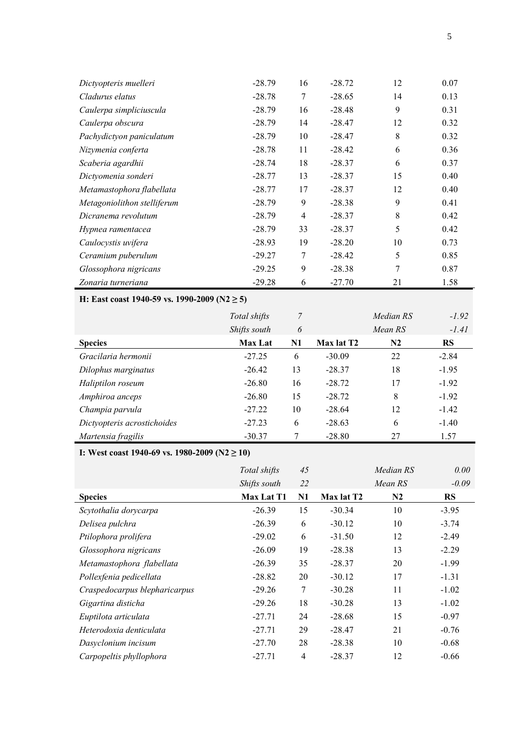| | | | | | |
|---|---|---|---|---|---|
| *Dictyopteris muelleri* | -28.79 | 16 | -28.72 | 12 | 0.07 |
| *Cladurus elatus* | -28.78 | 7 | -28.65 | 14 | 0.13 |
| *Caulerpa simpliciuscula* | -28.79 | 16 | -28.48 | 9 | 0.31 |
| *Caulerpa obscura* | -28.79 | 14 | -28.47 | 12 | 0.32 |
| *Pachydictyon paniculatum* | -28.79 | 10 | -28.47 | 8 | 0.32 |
| *Nizymenia conferta* | -28.78 | 11 | -28.42 | 6 | 0.36 |
| *Scaberia agardhii* | -28.74 | 18 | -28.37 | 6 | 0.37 |
| *Dictyomenia sonderi* | -28.77 | 13 | -28.37 | 15 | 0.40 |
| *Metamastophora flabellata* | -28.77 | 17 | -28.37 | 12 | 0.40 |
| *Metagoniolithon stelliferum* | -28.79 | 9 | -28.38 | 9 | 0.41 |
| *Dicranema revolutum* | -28.79 | 4 | -28.37 | 8 | 0.42 |
| *Hypnea ramentacea* | -28.79 | 33 | -28.37 | 5 | 0.42 |
| *Caulocystis uvifera* | -28.93 | 19 | -28.20 | 10 | 0.73 |
| *Ceramium puberulum* | -29.27 | 7 | -28.42 | 5 | 0.85 |
| *Glossophora nigricans* | -29.25 | 9 | -28.38 | 7 | 0.87 |
| *Zonaria turneriana* | -29.28 | 6 | -27.70 | 21 | 1.58 |

**H: East coast 1940-59 vs. 1990-2009 ($N2 \geq 5$)**

| | | | | | |
|---|---|---|---|---|---|
| | *Total shifts* | *7* | | *Median RS* | *-1.92* |
| | *Shifts south* | *6* | | *Mean RS* | *-1.41* |
| **Species** | **Max Lat** | **N1** | **Max lat T2** | **N2** | **RS** |
| *Gracilaria hermonii* | -27.25 | 6 | -30.09 | 22 | -2.84 |
| *Dilophus marginatus* | -26.42 | 13 | -28.37 | 18 | -1.95 |
| *Haliptilon roseum* | -26.80 | 16 | -28.72 | 17 | -1.92 |
| *Amphiroa anceps* | -26.80 | 15 | -28.72 | 8 | -1.92 |
| *Champia parvula* | -27.22 | 10 | -28.64 | 12 | -1.42 |
| *Dictyopteris acrostichoides* | -27.23 | 6 | -28.63 | 6 | -1.40 |
| *Martensia fragilis* | -30.37 | 7 | -28.80 | 27 | 1.57 |

**I: West coast 1940-69 vs. 1980-2009 ($N2 \geq 10$)**

| | | | | | |
|---|---|---|---|---|---|
| | *Total shifts* | *45* | | *Median RS* | *0.00* |
| | *Shifts south* | *22* | | *Mean RS* | *-0.09* |
| **Species** | **Max Lat T1** | **N1** | **Max lat T2** | **N2** | **RS** |
| *Scytothalia dorycarpa* | -26.39 | 15 | -30.34 | 10 | -3.95 |
| *Delisea pulchra* | -26.39 | 6 | -30.12 | 10 | -3.74 |
| *Ptilophora prolifera* | -29.02 | 6 | -31.50 | 12 | -2.49 |
| *Glossophora nigricans* | -26.09 | 19 | -28.38 | 13 | -2.29 |
| *Metamastophora flabellata* | -26.39 | 35 | -28.37 | 20 | -1.99 |
| *Pollexfenia pedicellata* | -28.82 | 20 | -30.12 | 17 | -1.31 |
| *Craspedocarpus blepharicarpus* | -29.26 | 7 | -30.28 | 11 | -1.02 |
| *Gigartina disticha* | -29.26 | 18 | -30.28 | 13 | -1.02 |
| *Euptilota articulata* | -27.71 | 24 | -28.68 | 15 | -0.97 |
| *Heterodoxia denticulata* | -27.71 | 29 | -28.47 | 21 | -0.76 |
| *Dasyclonium incisum* | -27.70 | 28 | -28.38 | 10 | -0.68 |
| *Carpopeltis phyllophora* | -27.71 | 4 | -28.37 | 12 | -0.66 |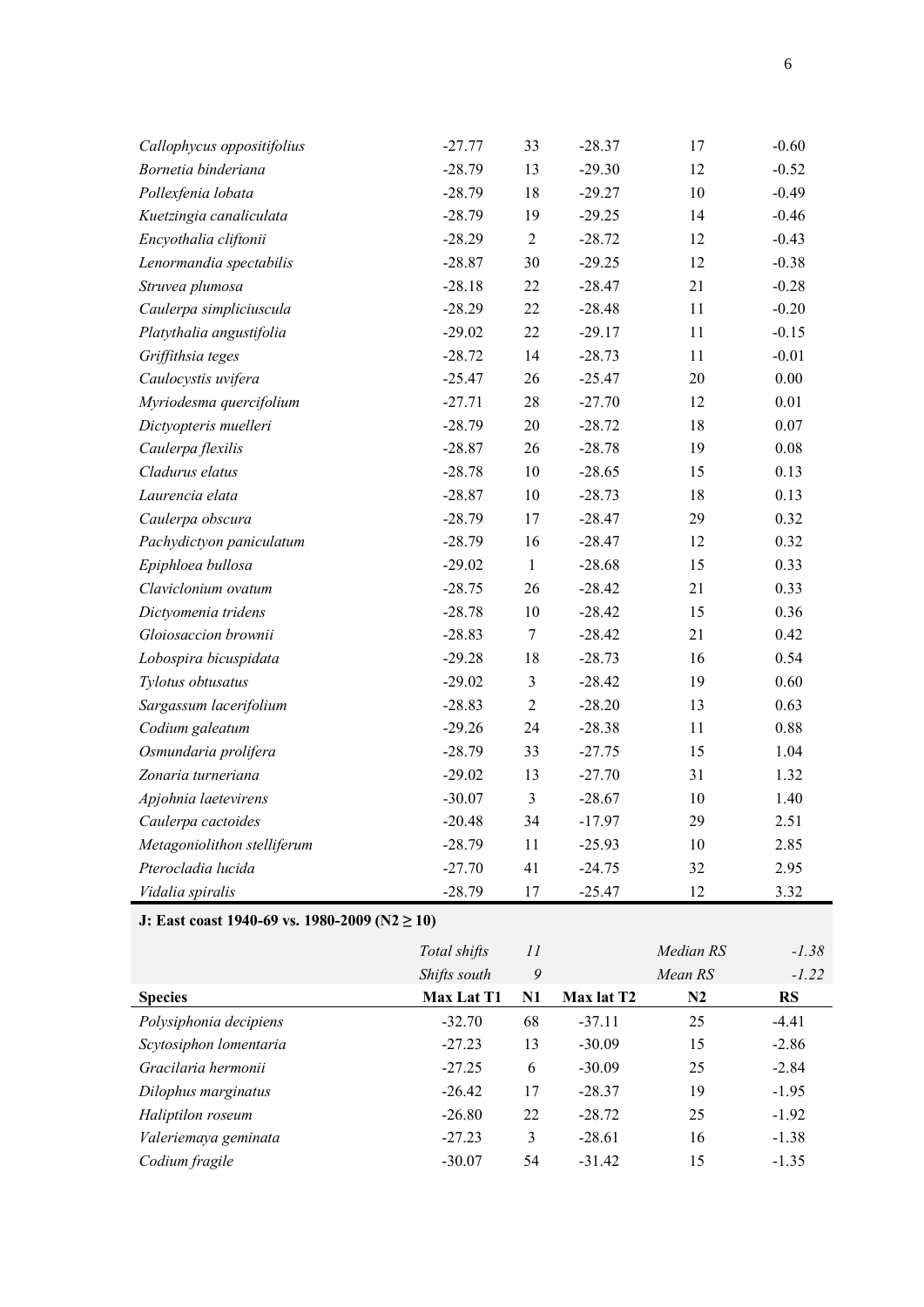| | | | | | |
|---|---|---|---|---|---|
| *Callophycus oppositifolius* | -27.77 | 33 | -28.37 | 17 | -0.60 |
| *Bornetia binderiana* | -28.79 | 13 | -29.30 | 12 | -0.52 |
| *Pollexfenia lobata* | -28.79 | 18 | -29.27 | 10 | -0.49 |
| *Kuetzingia canaliculata* | -28.79 | 19 | -29.25 | 14 | -0.46 |
| *Encyothalia cliftonii* | -28.29 | 2 | -28.72 | 12 | -0.43 |
| *Lenormandia spectabilis* | -28.87 | 30 | -29.25 | 12 | -0.38 |
| *Struvea plumosa* | -28.18 | 22 | -28.47 | 21 | -0.28 |
| *Caulerpa simpliciuscula* | -28.29 | 22 | -28.48 | 11 | -0.20 |
| *Platythalia angustifolia* | -29.02 | 22 | -29.17 | 11 | -0.15 |
| *Griffithsia teges* | -28.72 | 14 | -28.73 | 11 | -0.01 |
| *Caulocystis uvifera* | -25.47 | 26 | -25.47 | 20 | 0.00 |
| *Myriodesma quercifolium* | -27.71 | 28 | -27.70 | 12 | 0.01 |
| *Dictyopteris muelleri* | -28.79 | 20 | -28.72 | 18 | 0.07 |
| *Caulerpa flexilis* | -28.87 | 26 | -28.78 | 19 | 0.08 |
| *Cladurus elatus* | -28.78 | 10 | -28.65 | 15 | 0.13 |
| *Laurencia elata* | -28.87 | 10 | -28.73 | 18 | 0.13 |
| *Caulerpa obscura* | -28.79 | 17 | -28.47 | 29 | 0.32 |
| *Pachydictyon paniculatum* | -28.79 | 16 | -28.47 | 12 | 0.32 |
| *Epiphloea bullosa* | -29.02 | 1 | -28.68 | 15 | 0.33 |
| *Claviclonium ovatum* | -28.75 | 26 | -28.42 | 21 | 0.33 |
| *Dictyomenia tridens* | -28.78 | 10 | -28.42 | 15 | 0.36 |
| *Gloiosaccion brownii* | -28.83 | 7 | -28.42 | 21 | 0.42 |
| *Lobospira bicuspidata* | -29.28 | 18 | -28.73 | 16 | 0.54 |
| *Tylotus obtusatus* | -29.02 | 3 | -28.42 | 19 | 0.60 |
| *Sargassum lacerifolium* | -28.83 | 2 | -28.20 | 13 | 0.63 |
| *Codium galeatum* | -29.26 | 24 | -28.38 | 11 | 0.88 |
| *Osmundaria prolifera* | -28.79 | 33 | -27.75 | 15 | 1.04 |
| *Zonaria turneriana* | -29.02 | 13 | -27.70 | 31 | 1.32 |
| *Apjohnia laetevirens* | -30.07 | 3 | -28.67 | 10 | 1.40 |
| *Caulerpa cactoides* | -20.48 | 34 | -17.97 | 29 | 2.51 |
| *Metagoniolithon stelliferum* | -28.79 | 11 | -25.93 | 10 | 2.85 |
| *Pterocladia lucida* | -27.70 | 41 | -24.75 | 32 | 2.95 |
| *Vidalia spiralis* | -28.79 | 17 | -25.47 | 12 | 3.32 |

**J: East coast 1940-69 vs. 1980-2009 (N2 ≥ 10)**

| | | | | | |
|---|---|---|---|---|---|
| | *Total shifts* | *11* | | *Median RS* | *-1.38* |
| | *Shifts south* | *9* | | *Mean RS* | *-1.22* |
| **Species** | **Max Lat T1** | **N1** | **Max lat T2** | **N2** | **RS** |
| *Polysiphonia decipiens* | -32.70 | 68 | -37.11 | 25 | -4.41 |
| *Scytosiphon lomentaria* | -27.23 | 13 | -30.09 | 15 | -2.86 |
| *Gracilaria hermonii* | -27.25 | 6 | -30.09 | 25 | -2.84 |
| *Dilophus marginatus* | -26.42 | 17 | -28.37 | 19 | -1.95 |
| *Haliptilon roseum* | -26.80 | 22 | -28.72 | 25 | -1.92 |
| *Valeriemaya geminata* | -27.23 | 3 | -28.61 | 16 | -1.38 |
| *Codium fragile* | -30.07 | 54 | -31.42 | 15 | -1.35 |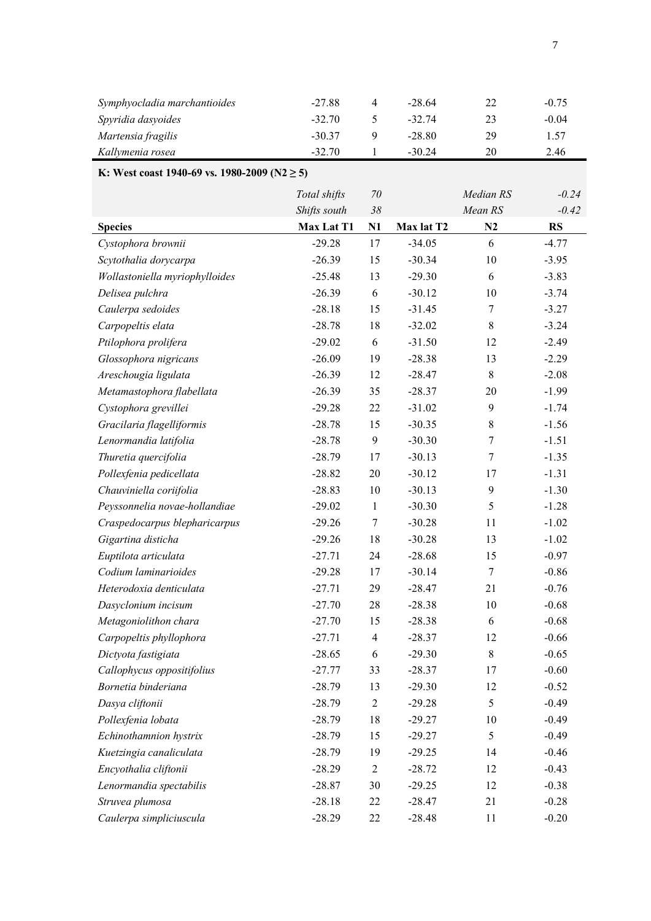| | | | | | |
|---|---|---|---|---|---|
| *Symphyocladia marchantioides* | -27.88 | 4 | -28.64 | 22 | -0.75 |
| *Spyridia dasyoides* | -32.70 | 5 | -32.74 | 23 | -0.04 |
| *Martensia fragilis* | -30.37 | 9 | -28.80 | 29 | 1.57 |
| *Kallymenia rosea* | -32.70 | 1 | -30.24 | 20 | 2.46 |

**K: West coast 1940-69 vs. 1980-2009 (N2 ≥ 5)**

| | *Total shifts* | *70* | | *Median RS* | *-0.24* |
|---|---|---|---|---|---|
| | *Shifts south* | *38* | | *Mean RS* | *-0.42* |
| **Species** | **Max Lat T1** | **N1** | **Max lat T2** | **N2** | **RS** |
| *Cystophora brownii* | -29.28 | 17 | -34.05 | 6 | -4.77 |
| *Scytothalia dorycarpa* | -26.39 | 15 | -30.34 | 10 | -3.95 |
| *Wollastoniella myriophylloides* | -25.48 | 13 | -29.30 | 6 | -3.83 |
| *Delisea pulchra* | -26.39 | 6 | -30.12 | 10 | -3.74 |
| *Caulerpa sedoides* | -28.18 | 15 | -31.45 | 7 | -3.27 |
| *Carpopeltis elata* | -28.78 | 18 | -32.02 | 8 | -3.24 |
| *Ptilophora prolifera* | -29.02 | 6 | -31.50 | 12 | -2.49 |
| *Glossophora nigricans* | -26.09 | 19 | -28.38 | 13 | -2.29 |
| *Areschougia ligulata* | -26.39 | 12 | -28.47 | 8 | -2.08 |
| *Metamastophora flabellata* | -26.39 | 35 | -28.37 | 20 | -1.99 |
| *Cystophora grevillei* | -29.28 | 22 | -31.02 | 9 | -1.74 |
| *Gracilaria flagelliformis* | -28.78 | 15 | -30.35 | 8 | -1.56 |
| *Lenormandia latifolia* | -28.78 | 9 | -30.30 | 7 | -1.51 |
| *Thuretia quercifolia* | -28.79 | 17 | -30.13 | 7 | -1.35 |
| *Pollexfenia pedicellata* | -28.82 | 20 | -30.12 | 17 | -1.31 |
| *Chauviniella coriifolia* | -28.83 | 10 | -30.13 | 9 | -1.30 |
| *Peyssonnelia novae-hollandiae* | -29.02 | 1 | -30.30 | 5 | -1.28 |
| *Craspedocarpus blepharicarpus* | -29.26 | 7 | -30.28 | 11 | -1.02 |
| *Gigartina disticha* | -29.26 | 18 | -30.28 | 13 | -1.02 |
| *Euptilota articulata* | -27.71 | 24 | -28.68 | 15 | -0.97 |
| *Codium laminarioides* | -29.28 | 17 | -30.14 | 7 | -0.86 |
| *Heterodoxia denticulata* | -27.71 | 29 | -28.47 | 21 | -0.76 |
| *Dasyclonium incisum* | -27.70 | 28 | -28.38 | 10 | -0.68 |
| *Metagoniolithon chara* | -27.70 | 15 | -28.38 | 6 | -0.68 |
| *Carpopeltis phyllophora* | -27.71 | 4 | -28.37 | 12 | -0.66 |
| *Dictyota fastigiata* | -28.65 | 6 | -29.30 | 8 | -0.65 |
| *Callophycus oppositifolius* | -27.77 | 33 | -28.37 | 17 | -0.60 |
| *Bornetia binderiana* | -28.79 | 13 | -29.30 | 12 | -0.52 |
| *Dasya cliftonii* | -28.79 | 2 | -29.28 | 5 | -0.49 |
| *Pollexfenia lobata* | -28.79 | 18 | -29.27 | 10 | -0.49 |
| *Echinothamnion hystrix* | -28.79 | 15 | -29.27 | 5 | -0.49 |
| *Kuetzingia canaliculata* | -28.79 | 19 | -29.25 | 14 | -0.46 |
| *Encyothalia cliftonii* | -28.29 | 2 | -28.72 | 12 | -0.43 |
| *Lenormandia spectabilis* | -28.87 | 30 | -29.25 | 12 | -0.38 |
| *Struvea plumosa* | -28.18 | 22 | -28.47 | 21 | -0.28 |
| *Caulerpa simpliciuscula* | -28.29 | 22 | -28.48 | 11 | -0.20 |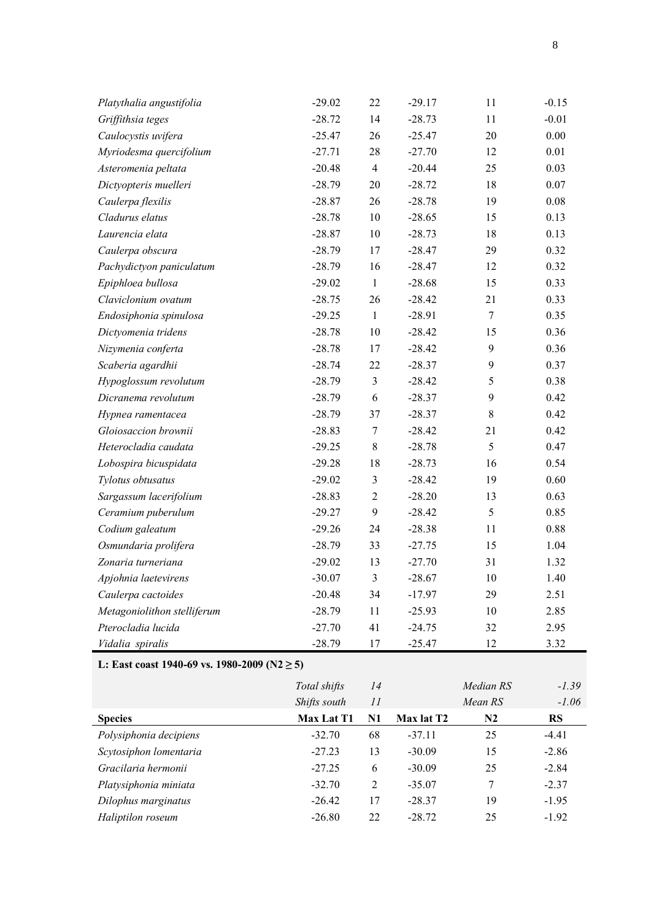| | | | | | |
|---|---|---|---|---|---|
| *Platythalia angustifolia* | -29.02 | 22 | -29.17 | 11 | -0.15 |
| *Griffithsia teges* | -28.72 | 14 | -28.73 | 11 | -0.01 |
| *Caulocystis uvifera* | -25.47 | 26 | -25.47 | 20 | 0.00 |
| *Myriodesma quercifolium* | -27.71 | 28 | -27.70 | 12 | 0.01 |
| *Asteromenia peltata* | -20.48 | 4 | -20.44 | 25 | 0.03 |
| *Dictyopteris muelleri* | -28.79 | 20 | -28.72 | 18 | 0.07 |
| *Caulerpa flexilis* | -28.87 | 26 | -28.78 | 19 | 0.08 |
| *Cladurus elatus* | -28.78 | 10 | -28.65 | 15 | 0.13 |
| *Laurencia elata* | -28.87 | 10 | -28.73 | 18 | 0.13 |
| *Caulerpa obscura* | -28.79 | 17 | -28.47 | 29 | 0.32 |
| *Pachydictyon paniculatum* | -28.79 | 16 | -28.47 | 12 | 0.32 |
| *Epiphloea bullosa* | -29.02 | 1 | -28.68 | 15 | 0.33 |
| *Claviclonium ovatum* | -28.75 | 26 | -28.42 | 21 | 0.33 |
| *Endosiphonia spinulosa* | -29.25 | 1 | -28.91 | 7 | 0.35 |
| *Dictyomenia tridens* | -28.78 | 10 | -28.42 | 15 | 0.36 |
| *Nizymenia conferta* | -28.78 | 17 | -28.42 | 9 | 0.36 |
| *Scaberia agardhii* | -28.74 | 22 | -28.37 | 9 | 0.37 |
| *Hypoglossum revolutum* | -28.79 | 3 | -28.42 | 5 | 0.38 |
| *Dicranema revolutum* | -28.79 | 6 | -28.37 | 9 | 0.42 |
| *Hypnea ramentacea* | -28.79 | 37 | -28.37 | 8 | 0.42 |
| *Gloiosaccion brownii* | -28.83 | 7 | -28.42 | 21 | 0.42 |
| *Heterocladia caudata* | -29.25 | 8 | -28.78 | 5 | 0.47 |
| *Lobospira bicuspidata* | -29.28 | 18 | -28.73 | 16 | 0.54 |
| *Tylotus obtusatus* | -29.02 | 3 | -28.42 | 19 | 0.60 |
| *Sargassum lacerifolium* | -28.83 | 2 | -28.20 | 13 | 0.63 |
| *Ceramium puberulum* | -29.27 | 9 | -28.42 | 5 | 0.85 |
| *Codium galeatum* | -29.26 | 24 | -28.38 | 11 | 0.88 |
| *Osmundaria prolifera* | -28.79 | 33 | -27.75 | 15 | 1.04 |
| *Zonaria turneriana* | -29.02 | 13 | -27.70 | 31 | 1.32 |
| *Apjohnia laetevirens* | -30.07 | 3 | -28.67 | 10 | 1.40 |
| *Caulerpa cactoides* | -20.48 | 34 | -17.97 | 29 | 2.51 |
| *Metagoniolithon stelliferum* | -28.79 | 11 | -25.93 | 10 | 2.85 |
| *Pterocladia lucida* | -27.70 | 41 | -24.75 | 32 | 2.95 |
| *Vidalia spiralis* | -28.79 | 17 | -25.47 | 12 | 3.32 |

**L: East coast 1940-69 vs. 1980-2009 (N2 ≥ 5)**

| | | | | | |
|---|---|---|---|---|---|
| | *Total shifts* | *14* | | *Median RS* | *-1.39* |
| | *Shifts south* | *11* | | *Mean RS* | *-1.06* |
| **Species** | **Max Lat T1** | **N1** | **Max lat T2** | **N2** | **RS** |
| *Polysiphonia decipiens* | -32.70 | 68 | -37.11 | 25 | -4.41 |
| *Scytosiphon lomentaria* | -27.23 | 13 | -30.09 | 15 | -2.86 |
| *Gracilaria hermonii* | -27.25 | 6 | -30.09 | 25 | -2.84 |
| *Platysiphonia miniata* | -32.70 | 2 | -35.07 | 7 | -2.37 |
| *Dilophus marginatus* | -26.42 | 17 | -28.37 | 19 | -1.95 |
| *Haliptilon roseum* | -26.80 | 22 | -28.72 | 25 | -1.92 |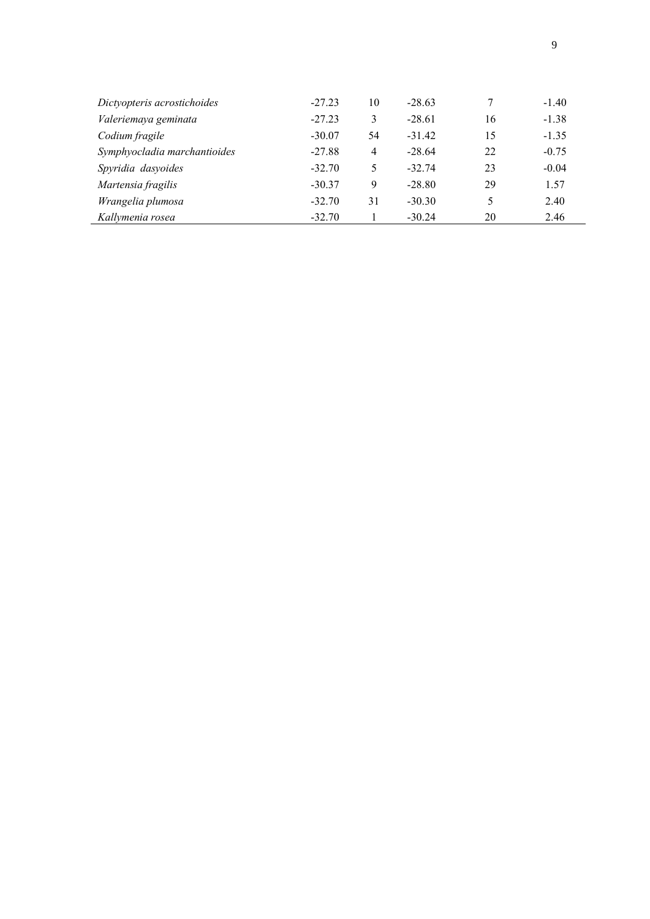| | | | | | |
|---|---|---|---|---|---|
| *Dictyopteris acrostichoides* | -27.23 | 10 | -28.63 | 7 | -1.40 |
| *Valeriemaya geminata* | -27.23 | 3 | -28.61 | 16 | -1.38 |
| *Codium fragile* | -30.07 | 54 | -31.42 | 15 | -1.35 |
| *Symphyocladia marchantioides* | -27.88 | 4 | -28.64 | 22 | -0.75 |
| *Spyridia dasyoides* | -32.70 | 5 | -32.74 | 23 | -0.04 |
| *Martensia fragilis* | -30.37 | 9 | -28.80 | 29 | 1.57 |
| *Wrangelia plumosa* | -32.70 | 31 | -30.30 | 5 | 2.40 |
| *Kallymenia rosea* | -32.70 | 1 | -30.24 | 20 | 2.46 |